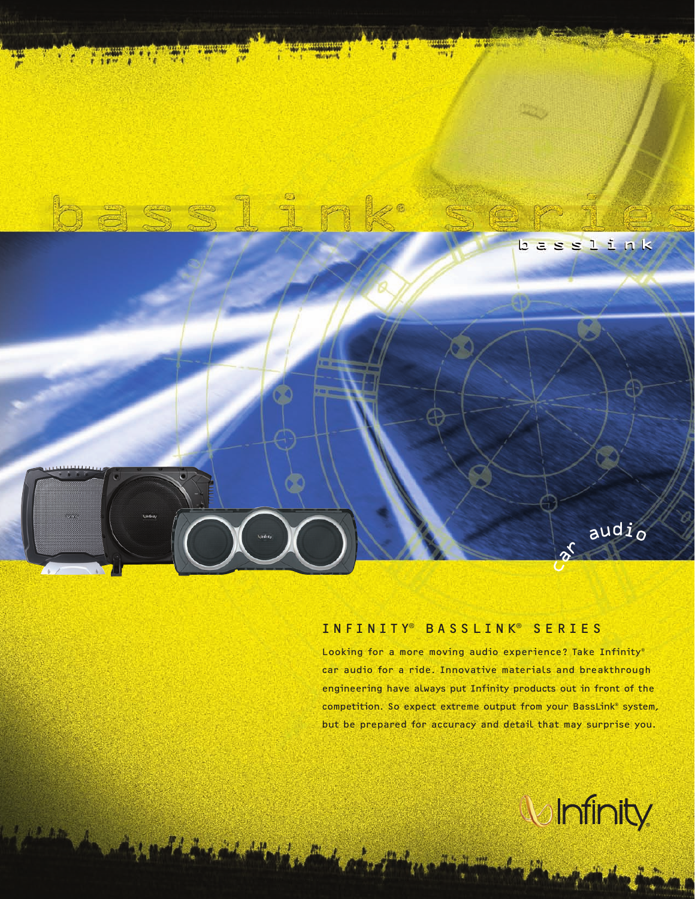# basslink® series

basslink

car audio

## INFINITY® BASSLINK® SERIES

Looking for a more moving audio experience? Take Infinity® car audio for a ride. Innovative materials and breakthrough engineering have always put Infinity products out in front of the competition. So expect extreme output from your BassLink® system, but be prepared for accuracy and detail that may surprise you.

Infinity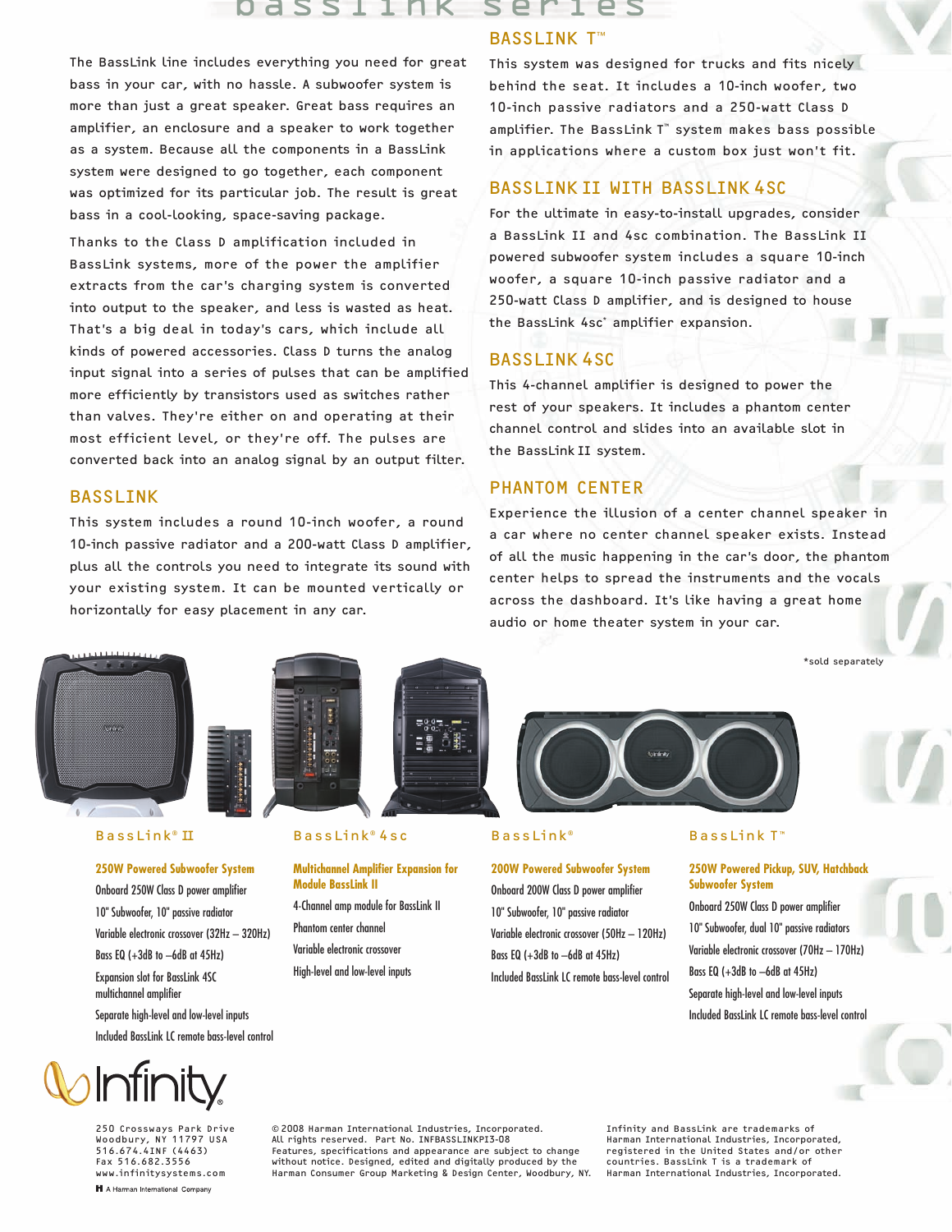# bass link series

The BassLink line includes everything you need for great bass in your car, with no hassle. A subwoofer system is more than just a great speaker. Great bass requires an amplifier, an enclosure and a speaker to work together as a system. Because all the components in a BassLink system were designed to go together, each component was optimized for its particular job. The result is great bass in a cool-looking, space-saving package.

Thanks to the Class D amplification included in BassLink systems, more of the power the amplifier extracts from the car's charging system is converted into output to the speaker, and less is wasted as heat. That's a big deal in today's cars, which include all kinds of powered accessories. Class D turns the analog input signal into a series of pulses that can be amplified more efficiently by transistors used as switches rather than valves. They're either on and operating at their most efficient level, or they're off. The pulses are converted back into an analog signal by an output filter.

## BASSLINK

This system includes a round 10-inch woofer, a round 10-inch passive radiator and a 200-watt Class D amplifier, plus all the controls you need to integrate its sound with your existing system. It can be mounted vertically or horizontally for easy placement in any car.

## BASSLINK T™

This system was designed for trucks and fits nicely behind the seat. It includes a 10-inch woofer, two 10-inch passive radiators and a 250-watt Class D amplifier. The BassLink T™ system makes bass possible in applications where a custom box just won't fit.

## BASSLINK II WITH BASSLINK 4SC

For the ultimate in easy-to-install upgrades, consider a BassLink II and 4sc combination. The BassLink II powered subwoofer system includes a square 10-inch woofer, a square 10-inch passive radiator and a 250-watt Class D amplifier, and is designed to house the BassLink 4sc* amplifier expansion.

## BASSLINK 4SC

This 4-channel amplifier is designed to power the rest of your speakers. It includes a phantom center channel control and slides into an available slot in the BassLink II system.

## PHANTOM CENTER

Experience the illusion of a center channel speaker in a car where no center channel speaker exists. Instead of all the music happening in the car's door, the phantom center helps to spread the instruments and the vocals across the dashboard. It's like having a great home audio or home theater system in your car.

*sold separately

### BassLink® II

**250W Powered Subwoofer System**

- Onboard 250W Class D power amplifier
- 10" Subwoofer, 10" passive radiator
- Variable electronic crossover (32Hz – 320Hz)
- Bass EQ (+3dB to –6dB at 45Hz)
- Expansion slot for BassLink 4SC multichannel amplifier
- Separate high-level and low-level inputs
- Included BassLink LC remote bass-level control

### BassLink® 4sc

**Multichannel Amplifier Expansion for Module BassLink II**

- 4-Channel amp module for BassLink II
- Phantom center channel
- Variable electronic crossover
- High-level and low-level inputs

### BassLink®

**200W Powered Subwoofer System**

- Onboard 200W Class D power amplifier
- 10" Subwoofer, 10" passive radiator
- Variable electronic crossover (50Hz – 120Hz)
- Bass EQ (+3dB to –6dB at 45Hz)
- Included BassLink LC remote bass-level control

### BassLink T™

**250W Powered Pickup, SUV, Hatchback Subwoofer System**

- Onboard 250W Class D power amplifier
- 10" Subwoofer, dual 10" passive radiators
- Variable electronic crossover (70Hz – 170Hz)
- Bass EQ (+3dB to –6dB at 45Hz)
- Separate high-level and low-level inputs
- Included BassLink LC remote bass-level control

Infinity

250 Crossways Park Drive
Woodbury, NY 11797 USA
516.674.4INF (4463)
Fax 516.682.3556
www.infinitysystems.com
A Harman International Company

© 2008 Harman International Industries, Incorporated. All rights reserved. Part No. INFBASSLINKPI3-08
Features, specifications and appearance are subject to change without notice. Designed, edited and digitally produced by the Harman Consumer Group Marketing & Design Center, Woodbury, NY.

Infinity and BassLink are trademarks of Harman International Industries, Incorporated, registered in the United States and/or other countries. BassLink T is a trademark of Harman International Industries, Incorporated.